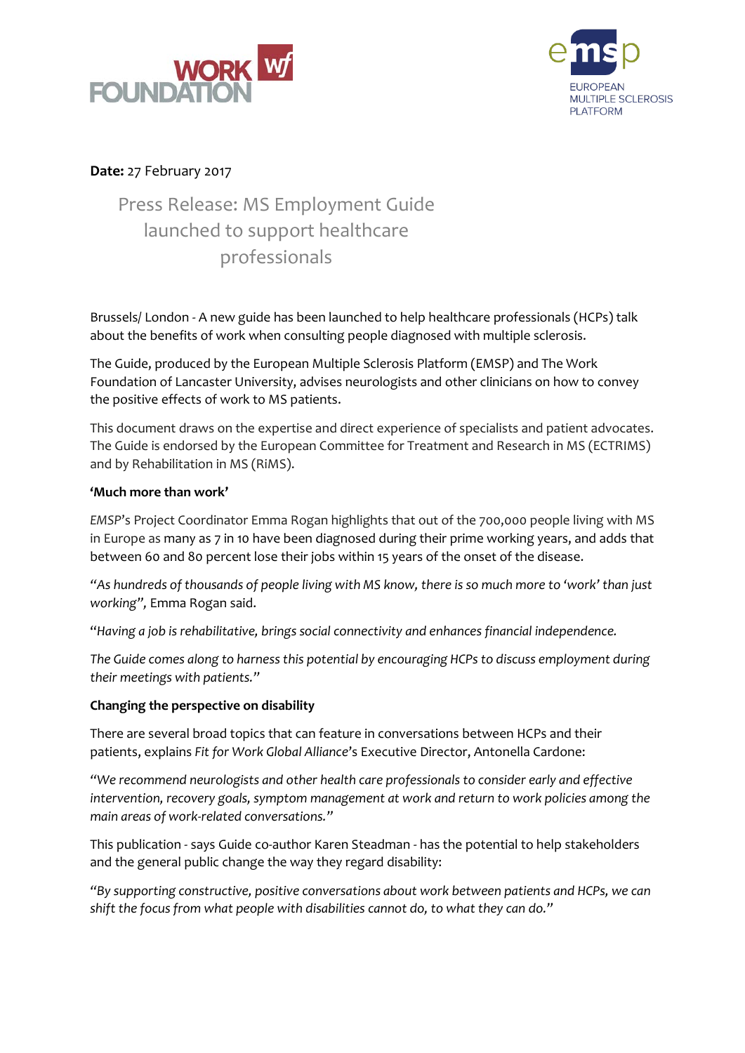**Date:** 27 February 2017

# Press Release: MS Employment Guide launched to support healthcare professionals

Brussels/ London - A new guide has been launched to help healthcare professionals (HCPs) talk about the benefits of work when consulting people diagnosed with multiple sclerosis.

The Guide, produced by the European Multiple Sclerosis Platform (EMSP) and The Work Foundation of Lancaster University, advises neurologists and other clinicians on how to convey the positive effects of work to MS patients.

This document draws on the expertise and direct experience of specialists and patient advocates. The Guide is endorsed by the European Committee for Treatment and Research in MS (ECTRIMS) and by Rehabilitation in MS (RiMS).

**'Much more than work'**

*EMSP*'s Project Coordinator Emma Rogan highlights that out of the 700,000 people living with MS in Europe as many as 7 in 10 have been diagnosed during their prime working years, and adds that between 60 and 80 percent lose their jobs within 15 years of the onset of the disease.

*"As hundreds of thousands of people living with MS know, there is so much more to 'work' than just working"*, Emma Rogan said.

"*Having a job is rehabilitative, brings social connectivity and enhances financial independence.*

*The Guide comes along to harness this potential by encouraging HCPs to discuss employment during their meetings with patients.*"

**Changing the perspective on disability**

There are several broad topics that can feature in conversations between HCPs and their patients, explains *Fit for Work Global Alliance*'s Executive Director, Antonella Cardone:

*"We recommend neurologists and other health care professionals to consider early and effective intervention, recovery goals, symptom management at work and return to work policies among the main areas of work-related conversations."*

This publication - says Guide co-author Karen Steadman - has the potential to help stakeholders and the general public change the way they regard disability:

*"By supporting constructive, positive conversations about work between patients and HCPs, we can shift the focus from what people with disabilities cannot do, to what they can do."*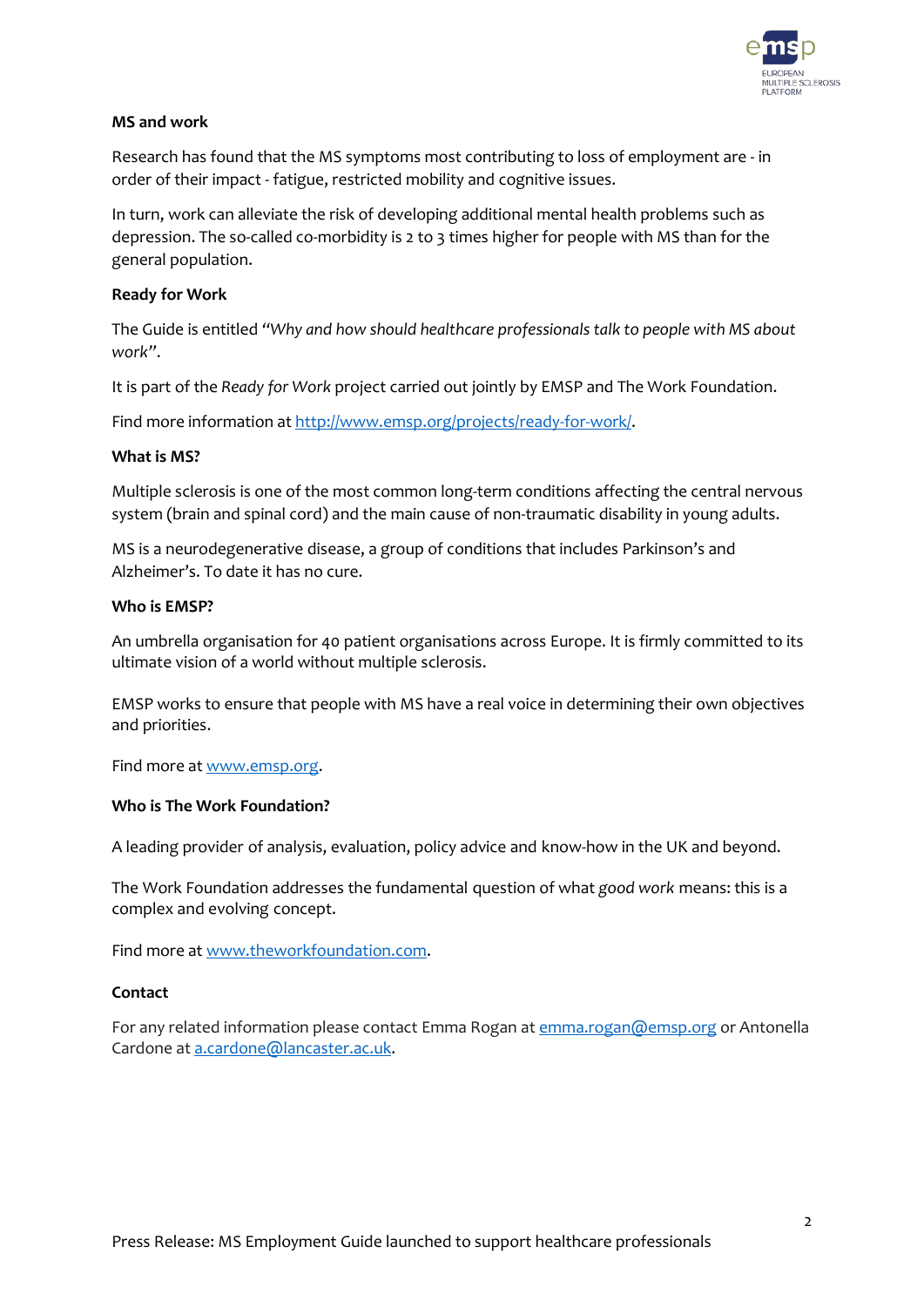**MS and work**

Research has found that the MS symptoms most contributing to loss of employment are - in order of their impact - fatigue, restricted mobility and cognitive issues.

In turn, work can alleviate the risk of developing additional mental health problems such as depression. The so-called co-morbidity is 2 to 3 times higher for people with MS than for the general population.

**Ready for Work**

The Guide is entitled *"Why and how should healthcare professionals talk to people with MS about work"*.

It is part of the *Ready for Work* project carried out jointly by EMSP and The Work Foundation.

Find more information at http://www.emsp.org/projects/ready-for-work/.

**What is MS?**

Multiple sclerosis is one of the most common long-term conditions affecting the central nervous system (brain and spinal cord) and the main cause of non-traumatic disability in young adults.

MS is a neurodegenerative disease, a group of conditions that includes Parkinson's and Alzheimer's. To date it has no cure.

**Who is EMSP?**

An umbrella organisation for 40 patient organisations across Europe. It is firmly committed to its ultimate vision of a world without multiple sclerosis.

EMSP works to ensure that people with MS have a real voice in determining their own objectives and priorities.

Find more at www.emsp.org.

**Who is The Work Foundation?**

A leading provider of analysis, evaluation, policy advice and know-how in the UK and beyond.

The Work Foundation addresses the fundamental question of what *good work* means: this is a complex and evolving concept.

Find more at www.theworkfoundation.com.

**Contact**

For any related information please contact Emma Rogan at emma.rogan@emsp.org or Antonella Cardone at a.cardone@lancaster.ac.uk.